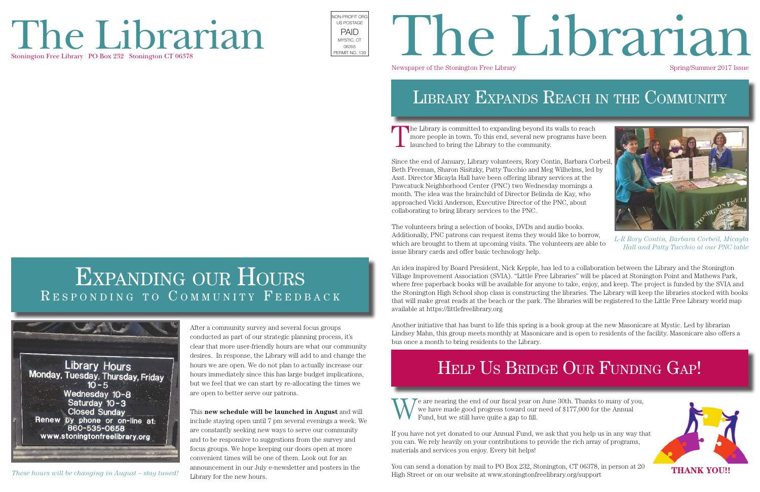# The Librarian

Stonington Free Library PO Box 232 Stonington CT 06378

NON-PROFIT ORG
US POSTAGE
PAID
MYSTIC, CT
06355
PERMIT NO. 139

# The Librarian

Newspaper of the Stonington Free Library

Spring/Summer 2017 Issue

## Library Expands Reach in the Community

The Library is committed to expanding beyond its walls to reach more people in town. To this end, several new programs have been launched to bring the Library to the community.

Since the end of January, Library volunteers, Rory Contin, Barbara Corbeil, Beth Freeman, Sharon Sisitzky, Patty Tucchio and Meg Wilhelms, led by Asst. Director Micayla Hall have been offering library services at the Pawcatuck Neighborhood Center (PNC) two Wednesday mornings a month. The idea was the brainchild of Director Belinda de Kay, who approached Vicki Anderson, Executive Director of the PNC, about collaborating to bring library services to the PNC.

The volunteers bring a selection of books, DVDs and audio books. Additionally, PNC patrons can request items they would like to borrow, which are brought to them at upcoming visits. The volunteers are able to issue library cards and offer basic technology help.

*L-R Rory Contin, Barbara Corbeil, Micayla Hall and Patty Tucchio at our PNC table*

An idea inspired by Board President, Nick Kepple, has led to a collaboration between the Library and the Stonington Village Improvement Association (SVIA). "Little Free Libraries" will be placed at Stonington Point and Mathews Park, where free paperback books will be available for anyone to take, enjoy, and keep. The project is funded by the SVIA and the Stonington High School shop class is constructing the libraries. The Library will keep the libraries stocked with books that will make great reads at the beach or the park. The libraries will be registered to the Little Free Library world map available at https://littlefreelibrary.org

Another initiative that has burst to life this spring is a book group at the new Masonicare at Mystic. Led by librarian Lindsey Mahn, this group meets monthly at Masonicare and is open to residents of the facility. Masonicare also offers a bus once a month to bring residents to the Library.

## Expanding our Hours

### Responding to Community Feedback

Library Hours
Monday, Tuesday, Thursday, Friday 10-5
Wednesday 10-8
Saturday 10-3
Closed Sunday
Renew by phone or on-line at: 860-535-0658
www.stoningtonfreelibrary.org

*These hours will be changing in August – stay tuned!*

After a community survey and several focus groups conducted as part of our strategic planning process, it's clear that more user-friendly hours are what our community desires. In response, the Library will add to and change the hours we are open. We do not plan to actually increase our hours immediately since this has large budget implications, but we feel that we can start by re-allocating the times we are open to better serve our patrons.

This **new schedule will be launched in August** and will include staying open until 7 pm several evenings a week. We are constantly seeking new ways to serve our community and to be responsive to suggestions from the survey and focus groups. We hope keeping our doors open at more convenient times will be one of them. Look out for an announcement in our July e-newsletter and posters in the Library for the new hours.

## Help Us Bridge Our Funding Gap!

We are nearing the end of our fiscal year on June 30th. Thanks to many of you, we have made good progress toward our need of $177,000 for the Annual Fund, but we still have quite a gap to fill.

If you have not yet donated to our Annual Fund, we ask that you help us in any way that you can. We rely heavily on your contributions to provide the rich array of programs, materials and services you enjoy. Every bit helps!

You can send a donation by mail to PO Box 232, Stonington, CT 06378, in person at 20 High Street or on our website at www.stoningtonfreelibrary.org/support

**THANK YOU!!**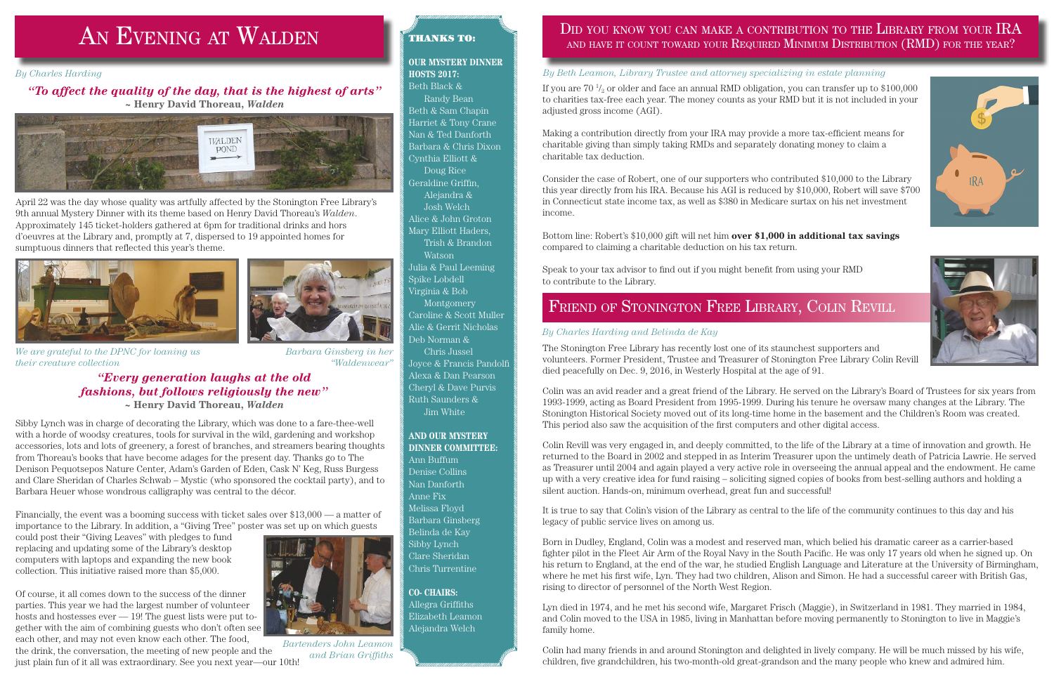# An Evening at Walden

*By Charles Harding*

***"To affect the quality of the day, that is the highest of arts"***
**~ Henry David Thoreau, *Walden***

April 22 was the day whose quality was artfully affected by the Stonington Free Library's 9th annual Mystery Dinner with its theme based on Henry David Thoreau's *Walden*. Approximately 145 ticket-holders gathered at 6pm for traditional drinks and hors d'oeuvres at the Library and, promptly at 7, dispersed to 19 appointed homes for sumptuous dinners that reflected this year's theme.

*We are grateful to the DPNC for loaning us their creature collection*

*Barbara Ginsberg in her "Waldenwear"*

***"Every generation laughs at the old fashions, but follows religiously the new"***
**~ Henry David Thoreau, *Walden***

Sibby Lynch was in charge of decorating the Library, which was done to a fare-thee-well with a horde of woodsy creatures, tools for survival in the wild, gardening and workshop accessories, lots and lots of greenery, a forest of branches, and streamers bearing thoughts from Thoreau's books that have become adages for the present day. Thanks go to The Denison Pequotsepos Nature Center, Adam's Garden of Eden, Cask N' Keg, Russ Burgess and Clare Sheridan of Charles Schwab – Mystic (who sponsored the cocktail party), and to Barbara Heuer whose wondrous calligraphy was central to the décor.

Financially, the event was a booming success with ticket sales over $13,000 — a matter of importance to the Library. In addition, a "Giving Tree" poster was set up on which guests could post their "Giving Leaves" with pledges to fund replacing and updating some of the Library's desktop computers with laptops and expanding the new book collection. This initiative raised more than $5,000.

Of course, it all comes down to the success of the dinner parties. This year we had the largest number of volunteer hosts and hostesses ever — 19! The guest lists were put together with the aim of combining guests who don't often see each other, and may not even know each other. The food, the drink, the conversation, the meeting of new people and the just plain fun of it all was extraordinary. See you next year—our 10th!

*Bartenders John Leamon and Brian Griffiths*

**THANKS TO:**

**OUR MYSTERY DINNER HOSTS 2017:**
Beth Black & Randy Bean
Beth & Sam Chapin
Harriet & Tony Crane
Nan & Ted Danforth
Barbara & Chris Dixon
Cynthia Elliott & Doug Rice
Geraldine Griffin, Alejandra & Josh Welch
Alice & John Groton
Mary Elliott Haders, Trish & Brandon Watson
Julia & Paul Leeming
Spike Lobdell
Virginia & Bob Montgomery
Caroline & Scott Muller
Alie & Gerrit Nicholas
Deb Norman & Chris Jussel
Joyce & Francis Pandolfi
Alexa & Dan Pearson
Cheryl & Dave Purvis
Ruth Saunders & Jim White

**AND OUR MYSTERY DINNER COMMITTEE:**
Ann Buffum
Denise Collins
Nan Danforth
Anne Fix
Melissa Floyd
Barbara Ginsberg
Belinda de Kay
Sibby Lynch
Clare Sheridan
Chris Turrentine

**CO- CHAIRS:**
Allegra Griffiths
Elizabeth Leamon
Alejandra Welch

# Did you know you can make a contribution to the Library from your IRA and have it count toward your Required Minimum Distribution (RMD) for the year?

*By Beth Leamon, Library Trustee and attorney specializing in estate planning*

If you are 70 ½ or older and face an annual RMD obligation, you can transfer up to $100,000 to charities tax-free each year. The money counts as your RMD but it is not included in your adjusted gross income (AGI).

Making a contribution directly from your IRA may provide a more tax-efficient means for charitable giving than simply taking RMDs and separately donating money to claim a charitable tax deduction.

Consider the case of Robert, one of our supporters who contributed $10,000 to the Library this year directly from his IRA. Because his AGI is reduced by $10,000, Robert will save $700 in Connecticut state income tax, as well as $380 in Medicare surtax on his net investment income.

Bottom line: Robert's $10,000 gift will net him **over $1,000 in additional tax savings** compared to claiming a charitable deduction on his tax return.

Speak to your tax advisor to find out if you might benefit from using your RMD to contribute to the Library.

# Friend of Stonington Free Library, Colin Revill

*By Charles Harding and Belinda de Kay*

The Stonington Free Library has recently lost one of its staunchest supporters and volunteers. Former President, Trustee and Treasurer of Stonington Free Library Colin Revill died peacefully on Dec. 9, 2016, in Westerly Hospital at the age of 91.

Colin was an avid reader and a great friend of the Library. He served on the Library's Board of Trustees for six years from 1993-1999, acting as Board President from 1995-1999. During his tenure he oversaw many changes at the Library. The Stonington Historical Society moved out of its long-time home in the basement and the Children's Room was created. This period also saw the acquisition of the first computers and other digital access.

Colin Revill was very engaged in, and deeply committed, to the life of the Library at a time of innovation and growth. He returned to the Board in 2002 and stepped in as Interim Treasurer upon the untimely death of Patricia Lawrie. He served as Treasurer until 2004 and again played a very active role in overseeing the annual appeal and the endowment. He came up with a very creative idea for fund raising – soliciting signed copies of books from best-selling authors and holding a silent auction. Hands-on, minimum overhead, great fun and successful!

It is true to say that Colin's vision of the Library as central to the life of the community continues to this day and his legacy of public service lives on among us.

Born in Dudley, England, Colin was a modest and reserved man, which belied his dramatic career as a carrier-based fighter pilot in the Fleet Air Arm of the Royal Navy in the South Pacific. He was only 17 years old when he signed up. On his return to England, at the end of the war, he studied English Language and Literature at the University of Birmingham, where he met his first wife, Lyn. They had two children, Alison and Simon. He had a successful career with British Gas, rising to director of personnel of the North West Region.

Lyn died in 1974, and he met his second wife, Margaret Frisch (Maggie), in Switzerland in 1981. They married in 1984, and Colin moved to the USA in 1985, living in Manhattan before moving permanently to Stonington to live in Maggie's family home.

Colin had many friends in and around Stonington and delighted in lively company. He will be much missed by his wife, children, five grandchildren, his two-month-old great-grandson and the many people who knew and admired him.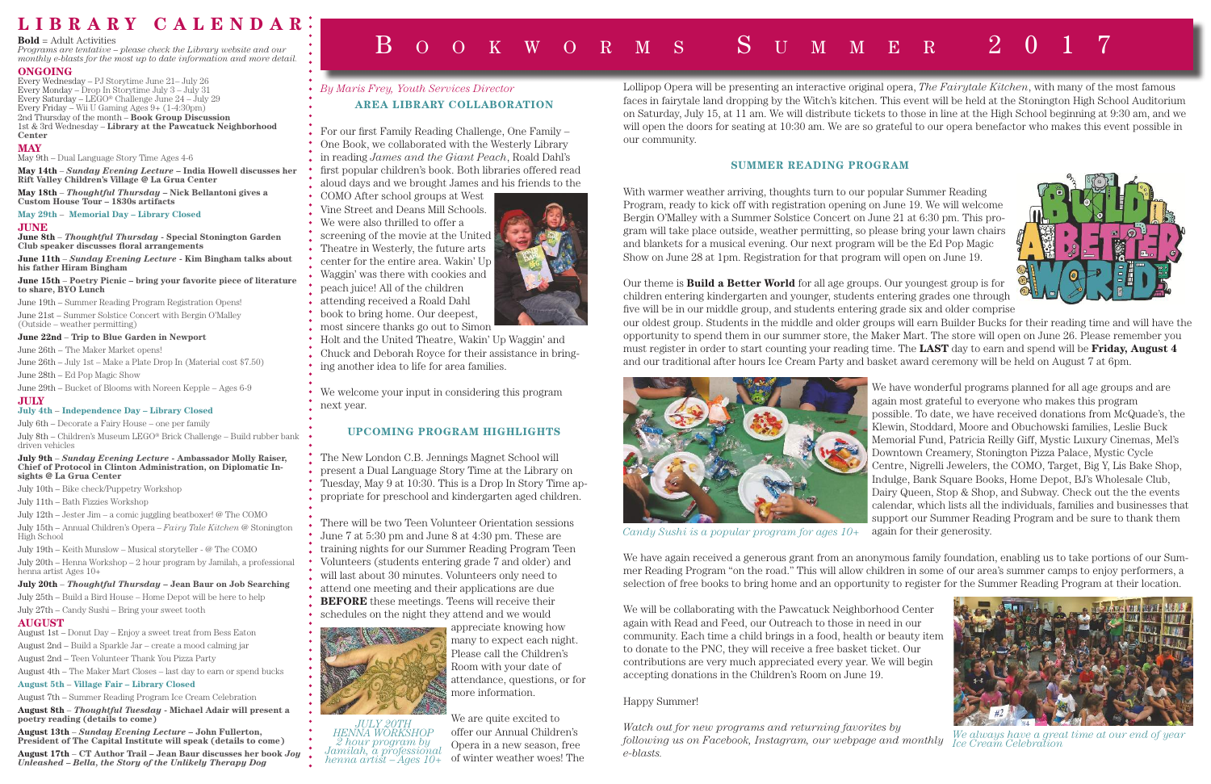# LIBRARY CALENDAR

**Bold** = Adult Activities

*Programs are tentative – please check the Library website and our monthly e-blasts for the most up to date information and more detail.*

## ONGOING

Every Wednesday – PJ Storytime June 21– July 26
Every Monday – Drop In Storytime July 3 – July 31
Every Saturday – LEGO® Challenge June 24 – July 29
Every Friday – Wii U Gaming Ages 9+ (1-4:30pm)
2nd Thursday of the month – **Book Group Discussion**
1st & 3rd Wednesday – **Library at the Pawcatuck Neighborhood Center**

## MAY

May 9th – Dual Language Story Time Ages 4-6

**May 14th** – ***Sunday Evening Lecture*** **– India Howell discusses her Rift Valley Children's Village @ La Grua Center**

**May 18th** – ***Thoughtful Thursday*** **– Nick Bellantoni gives a Custom House Tour – 1830s artifacts**

**May 29th – Memorial Day – Library Closed**

## JUNE

**June 8th** – ***Thoughtful Thursday*** **- Special Stonington Garden Club speaker discusses floral arrangements**

**June 11th** – ***Sunday Evening Lecture*** **- Kim Bingham talks about his father Hiram Bingham**

**June 15th – Poetry Picnic – bring your favorite piece of literature to share, BYO Lunch**

June 19th – Summer Reading Program Registration Opens!

June 21st – Summer Solstice Concert with Bergin O'Malley (Outside – weather permitting)

**June 22nd – Trip to Blue Garden in Newport**

June 26th – The Maker Market opens!

June 26th – July 1st – Make a Plate Drop In (Material cost $7.50)

June 28th – Ed Pop Magic Show

June 29th – Bucket of Blooms with Noreen Kepple – Ages 6-9

## JULY

**July 4th – Independence Day – Library Closed**

July 6th – Decorate a Fairy House – one per family

July 8th – Children's Museum LEGO® Brick Challenge – Build rubber band driven vehicles

**July 9th** – ***Sunday Evening Lecture*** **- Ambassador Molly Raiser, Chief of Protocol in Clinton Administration, on Diplomatic Insights @ La Grua Center**

July 10th – Bike check/Puppetry Workshop

July 11th – Bath Fizzies Workshop

July 12th – Jester Jim – a comic juggling beatboxer! @ The COMO

July 15th – Annual Children's Opera – *Fairy Tale Kitchen* @ Stonington High School

July 19th – Keith Munslow – Musical storyteller - @ The COMO

July 20th – Henna Workshop – 2 hour program by Jamilah, a professional henna artist Ages 10+

**July 20th** – ***Thoughtful Thursday*** **– Jean Baur on Job Searching**

July 25th – Build a Bird House – Home Depot will be here to help

July 27th – Candy Sushi – Bring your sweet tooth

## AUGUST

August 1st – Donut Day – Enjoy a sweet treat from Bess Eaton

August 2nd – Build a Sparkle Jar – create a mood calming jar

August 2nd – Teen Volunteer Thank You Pizza Party

August 4th – The Maker Mart Closes – last day to earn or spend bucks

**August 5th – Village Fair – Library Closed**

August 7th – Summer Reading Program Ice Cream Celebration

**August 8th** – ***Thoughtful Tuesday*** **- Michael Adair will present a poetry reading (details to come)**

**August 13th** – ***Sunday Evening Lecture*** **– John Fullerton, President of The Capital Institute will speak (details to come)**

**August 17th – CT Author Trail – Jean Baur discusses her book *Joy Unleashed – Bella, the Story of the Unlikely Therapy Dog***

# Bookworms Summer 2017

*By Maris Frey, Youth Services Director*

### AREA LIBRARY COLLABORATION

For our first Family Reading Challenge, One Family – One Book, we collaborated with the Westerly Library in reading *James and the Giant Peach*, Roald Dahl's first popular children's book. Both libraries offered read aloud days and we brought James and his friends to the COMO After school groups at West Vine Street and Deans Mill Schools. We were also thrilled to offer a screening of the movie at the United Theatre in Westerly, the future arts center for the entire area. Wakin' Up Waggin' was there with cookies and peach juice! All of the children attending received a Roald Dahl book to bring home. Our deepest, most sincere thanks go out to Simon Holt and the United Theatre, Wakin' Up Waggin' and Chuck and Deborah Royce for their assistance in bringing another idea to life for area families.

We welcome your input in considering this program next year.

### UPCOMING PROGRAM HIGHLIGHTS

The New London C.B. Jennings Magnet School will present a Dual Language Story Time at the Library on Tuesday, May 9 at 10:30. This is a Drop In Story Time appropriate for preschool and kindergarten aged children.

There will be two Teen Volunteer Orientation sessions June 7 at 5:30 pm and June 8 at 4:30 pm. These are training nights for our Summer Reading Program Teen Volunteers (students entering grade 7 and older) and will last about 30 minutes. Volunteers only need to attend one meeting and their applications are due **BEFORE** these meetings. Teens will receive their schedules on the night they attend and we would appreciate knowing how many to expect each night. Please call the Children's Room with your date of attendance, questions, or for more information.

*JULY 20TH HENNA WORKSHOP 2 hour program by Jamilah, a professional henna artist – Ages 10+*

We are quite excited to offer our Annual Children's Opera in a new season, free of winter weather woes! The Lollipop Opera will be presenting an interactive original opera, *The Fairytale Kitchen*, with many of the most famous faces in fairytale land dropping by the Witch's kitchen. This event will be held at the Stonington High School Auditorium on Saturday, July 15, at 11 am. We will distribute tickets to those in line at the High School beginning at 9:30 am, and we will open the doors for seating at 10:30 am. We are so grateful to our opera benefactor who makes this event possible in our community.

### SUMMER READING PROGRAM

With warmer weather arriving, thoughts turn to our popular Summer Reading Program, ready to kick off with registration opening on June 19. We will welcome Bergin O'Malley with a Summer Solstice Concert on June 21 at 6:30 pm. This program will take place outside, weather permitting, so please bring your lawn chairs and blankets for a musical evening. Our next program will be the Ed Pop Magic Show on June 28 at 1pm. Registration for that program will open on June 19.

Our theme is **Build a Better World** for all age groups. Our youngest group is for children entering kindergarten and younger, students entering grades one through five will be in our middle group, and students entering grade six and older comprise our oldest group. Students in the middle and older groups will earn Builder Bucks for their reading time and will have the opportunity to spend them in our summer store, the Maker Mart. The store will open on June 26. Please remember you must register in order to start counting your reading time. The **LAST** day to earn and spend will be **Friday, August 4** and our traditional after hours Ice Cream Party and basket award ceremony will be held on August 7 at 6pm.

*Candy Sushi is a popular program for ages 10+*

We have wonderful programs planned for all age groups and are again most grateful to everyone who makes this program possible. To date, we have received donations from McQuade's, the Klewin, Stoddard, Moore and Obuchowski families, Leslie Buck Memorial Fund, Patricia Reilly Giff, Mystic Luxury Cinemas, Mel's Downtown Creamery, Stonington Pizza Palace, Mystic Cycle Centre, Nigrelli Jewelers, the COMO, Target, Big Y, Lis Bake Shop, Indulge, Bank Square Books, Home Depot, BJ's Wholesale Club, Dairy Queen, Stop & Shop, and Subway. Check out the the events calendar, which lists all the individuals, families and businesses that support our Summer Reading Program and be sure to thank them again for their generosity.

We have again received a generous grant from an anonymous family foundation, enabling us to take portions of our Summer Reading Program "on the road." This will allow children in some of our area's summer camps to enjoy performers, a selection of free books to bring home and an opportunity to register for the Summer Reading Program at their location.

We will be collaborating with the Pawcatuck Neighborhood Center again with Read and Feed, our Outreach to those in need in our community. Each time a child brings in a food, health or beauty item to donate to the PNC, they will receive a free basket ticket. Our contributions are very much appreciated every year. We will begin accepting donations in the Children's Room on June 19.

Happy Summer!

*Watch out for new programs and returning favorites by following us on Facebook, Instagram, our webpage and monthly e-blasts.*

*We always have a great time at our end of year Ice Cream Celebration*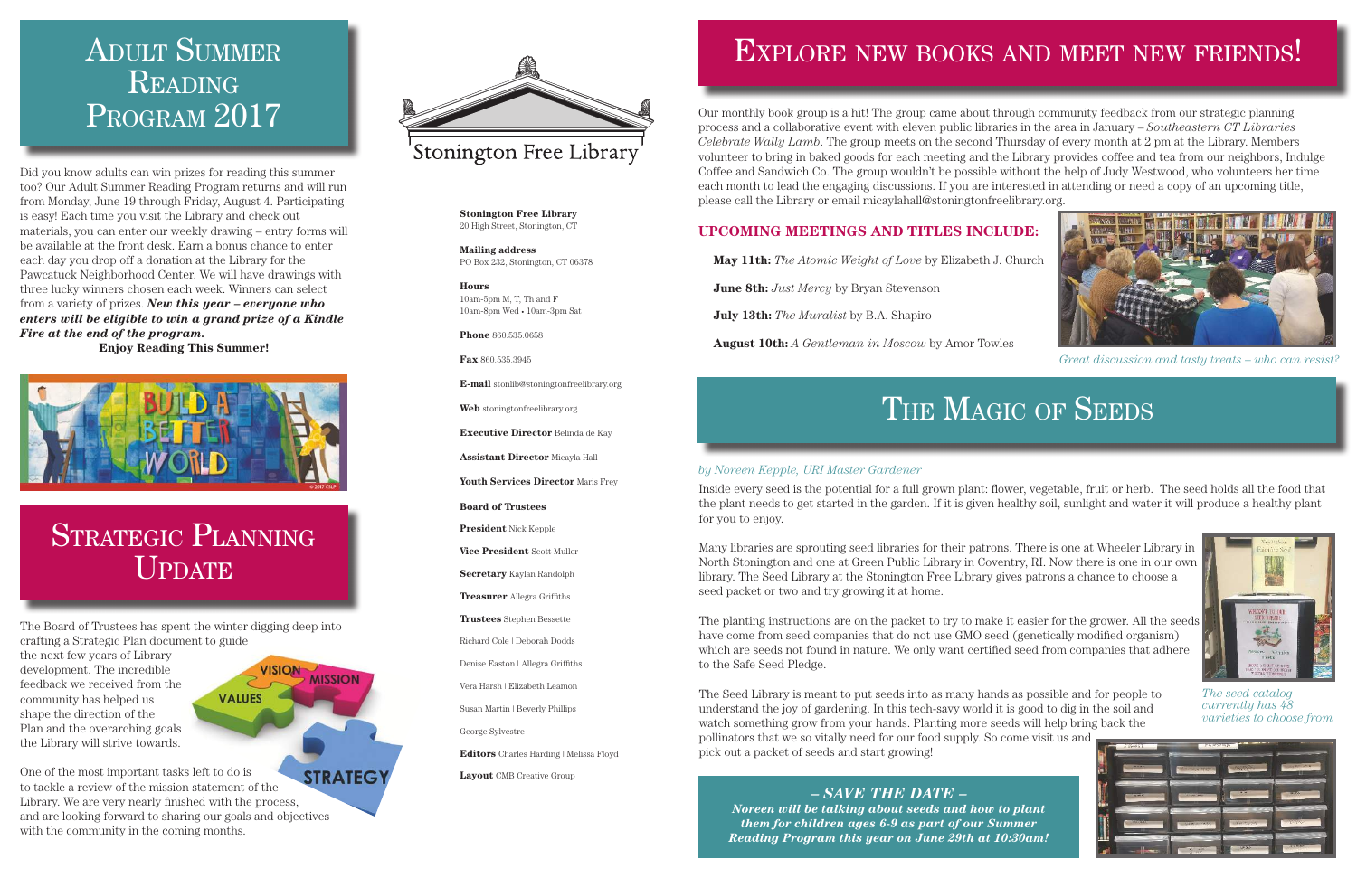# Adult Summer Reading Program 2017

Did you know adults can win prizes for reading this summer too? Our Adult Summer Reading Program returns and will run from Monday, June 19 through Friday, August 4. Participating is easy! Each time you visit the Library and check out materials, you can enter our weekly drawing – entry forms will be available at the front desk. Earn a bonus chance to enter each day you drop off a donation at the Library for the Pawcatuck Neighborhood Center. We will have drawings with three lucky winners chosen each week. Winners can select from a variety of prizes. ***New this year – everyone who enters will be eligible to win a grand prize of a Kindle Fire at the end of the program.***

**Enjoy Reading This Summer!**

# Strategic Planning Update

The Board of Trustees has spent the winter digging deep into crafting a Strategic Plan document to guide the next few years of Library development. The incredible feedback we received from the community has helped us shape the direction of the Plan and the overarching goals the Library will strive towards.

One of the most important tasks left to do is to tackle a review of the mission statement of the Library. We are very nearly finished with the process, and are looking forward to sharing our goals and objectives with the community in the coming months.

Stonington Free Library

**Stonington Free Library**
20 High Street, Stonington, CT

**Mailing address**
PO Box 232, Stonington, CT 06378

**Hours**
10am-5pm M, T, Th and F
10am-8pm Wed • 10am-3pm Sat

**Phone** 860.535.0658

**Fax** 860.535.3945

**E-mail** stonlib@stoningtonfreelibrary.org

**Web** stoningtonfreelibrary.org

**Executive Director** Belinda de Kay

**Assistant Director** Micayla Hall

**Youth Services Director** Maris Frey

**Board of Trustees**

**President** Nick Kepple

**Vice President** Scott Muller

**Secretary** Kaylan Randolph

**Treasurer** Allegra Griffiths

**Trustees** Stephen Bessette

Richard Cole | Deborah Dodds

Denise Easton | Allegra Griffiths

Vera Harsh | Elizabeth Leamon

Susan Martin | Beverly Phillips

George Sylvestre

**Editors** Charles Harding | Melissa Floyd

**Layout** CMB Creative Group

# Explore new books and meet new friends!

Our monthly book group is a hit! The group came about through community feedback from our strategic planning process and a collaborative event with eleven public libraries in the area in January – *Southeastern CT Libraries Celebrate Wally Lamb*. The group meets on the second Thursday of every month at 2 pm at the Library. Members volunteer to bring in baked goods for each meeting and the Library provides coffee and tea from our neighbors, Indulge Coffee and Sandwich Co. The group wouldn't be possible without the help of Judy Westwood, who volunteers her time each month to lead the engaging discussions. If you are interested in attending or need a copy of an upcoming title, please call the Library or email micaylahall@stoningtonfreelibrary.org.

## Upcoming meetings and titles include:

**May 11th:** *The Atomic Weight of Love* by Elizabeth J. Church

**June 8th:** *Just Mercy* by Bryan Stevenson

**July 13th:** *The Muralist* by B.A. Shapiro

**August 10th:** *A Gentleman in Moscow* by Amor Towles

*Great discussion and tasty treats – who can resist?*

# The Magic of Seeds

*by Noreen Kepple, URI Master Gardener*

Inside every seed is the potential for a full grown plant: flower, vegetable, fruit or herb. The seed holds all the food that the plant needs to get started in the garden. If it is given healthy soil, sunlight and water it will produce a healthy plant for you to enjoy.

Many libraries are sprouting seed libraries for their patrons. There is one at Wheeler Library in North Stonington and one at Green Public Library in Coventry, RI. Now there is one in our own library. The Seed Library at the Stonington Free Library gives patrons a chance to choose a seed packet or two and try growing it at home.

The planting instructions are on the packet to try to make it easier for the grower. All the seeds have come from seed companies that do not use GMO seed (genetically modified organism) which are seeds not found in nature. We only want certified seed from companies that adhere to the Safe Seed Pledge.

The Seed Library is meant to put seeds into as many hands as possible and for people to understand the joy of gardening. In this tech-savvy world it is good to dig in the soil and watch something grow from your hands. Planting more seeds will help bring back the pollinators that we so vitally need for our food supply. So come visit us and pick out a packet of seeds and start growing!

*The seed catalog currently has 48 varieties to choose from*

***– SAVE THE DATE –***
***Noreen will be talking about seeds and how to plant them for children ages 6-9 as part of our Summer Reading Program this year on June 29th at 10:30am!***